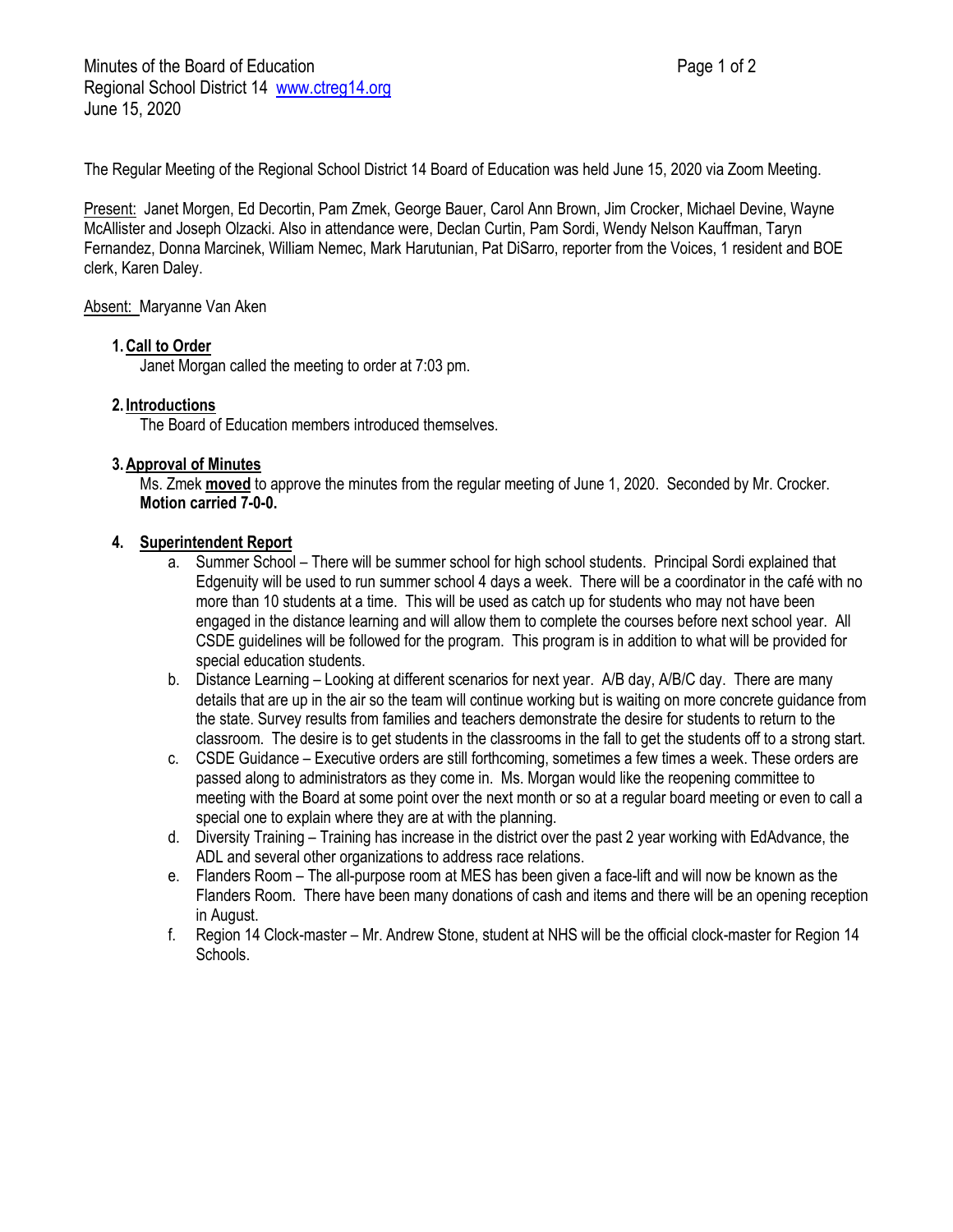Minutes of the Board of Education
Regional School District 14 www.ctreg14.org
June 15, 2020

The Regular Meeting of the Regional School District 14 Board of Education was held June 15, 2020 via Zoom Meeting.

Present: Janet Morgen, Ed Decortin, Pam Zmek, George Bauer, Carol Ann Brown, Jim Crocker, Michael Devine, Wayne McAllister and Joseph Olzacki. Also in attendance were, Declan Curtin, Pam Sordi, Wendy Nelson Kauffman, Taryn Fernandez, Donna Marcinek, William Nemec, Mark Harutunian, Pat DiSarro, reporter from the Voices, 1 resident and BOE clerk, Karen Daley.

Absent: Maryanne Van Aken

1. **Call to Order**
   Janet Morgan called the meeting to order at 7:03 pm.

2. **Introductions**
   The Board of Education members introduced themselves.

3. **Approval of Minutes**
   Ms. Zmek **moved** to approve the minutes from the regular meeting of June 1, 2020. Seconded by Mr. Crocker.
   **Motion carried 7-0-0.**

4. **Superintendent Report**
   a. Summer School – There will be summer school for high school students. Principal Sordi explained that Edgenuity will be used to run summer school 4 days a week. There will be a coordinator in the café with no more than 10 students at a time. This will be used as catch up for students who may not have been engaged in the distance learning and will allow them to complete the courses before next school year. All CSDE guidelines will be followed for the program. This program is in addition to what will be provided for special education students.
   b. Distance Learning – Looking at different scenarios for next year. A/B day, A/B/C day. There are many details that are up in the air so the team will continue working but is waiting on more concrete guidance from the state. Survey results from families and teachers demonstrate the desire for students to return to the classroom. The desire is to get students in the classrooms in the fall to get the students off to a strong start.
   c. CSDE Guidance – Executive orders are still forthcoming, sometimes a few times a week. These orders are passed along to administrators as they come in. Ms. Morgan would like the reopening committee to meeting with the Board at some point over the next month or so at a regular board meeting or even to call a special one to explain where they are at with the planning.
   d. Diversity Training – Training has increase in the district over the past 2 year working with EdAdvance, the ADL and several other organizations to address race relations.
   e. Flanders Room – The all-purpose room at MES has been given a face-lift and will now be known as the Flanders Room. There have been many donations of cash and items and there will be an opening reception in August.
   f. Region 14 Clock-master – Mr. Andrew Stone, student at NHS will be the official clock-master for Region 14 Schools.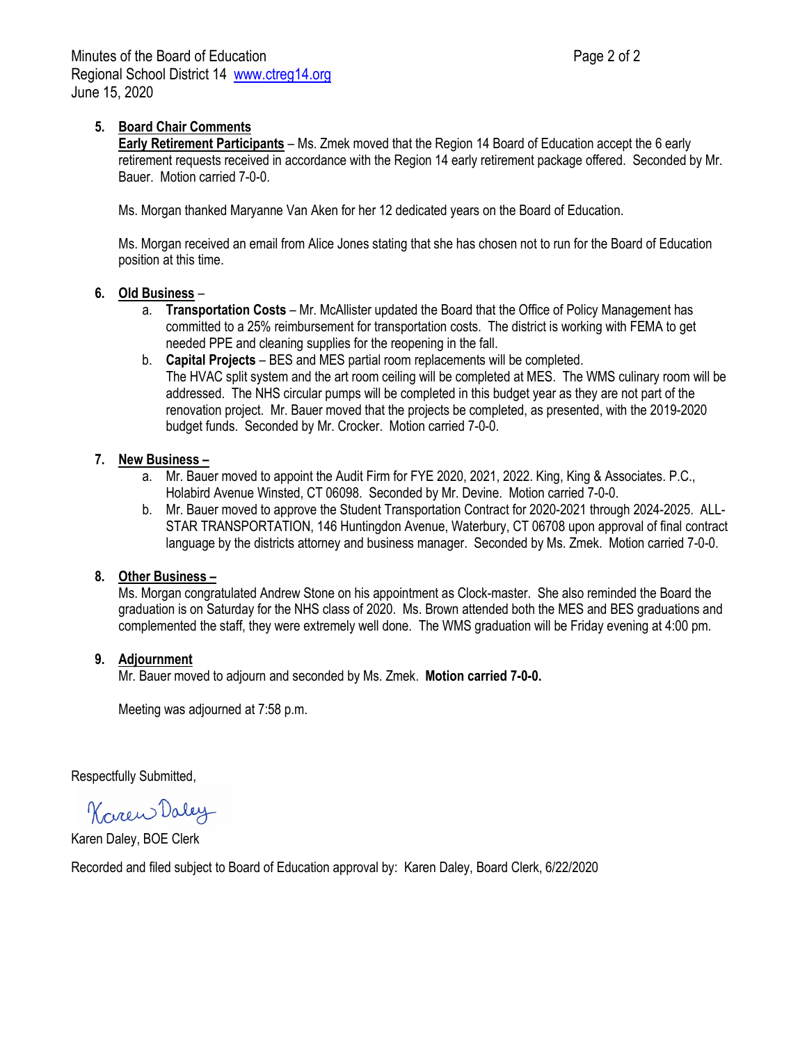5. **Board Chair Comments**
   **Early Retirement Participants** – Ms. Zmek moved that the Region 14 Board of Education accept the 6 early retirement requests received in accordance with the Region 14 early retirement package offered. Seconded by Mr. Bauer. Motion carried 7-0-0.

   Ms. Morgan thanked Maryanne Van Aken for her 12 dedicated years on the Board of Education.

   Ms. Morgan received an email from Alice Jones stating that she has chosen not to run for the Board of Education position at this time.

6. **Old Business** –
   a. **Transportation Costs** – Mr. McAllister updated the Board that the Office of Policy Management has committed to a 25% reimbursement for transportation costs. The district is working with FEMA to get needed PPE and cleaning supplies for the reopening in the fall.
   b. **Capital Projects** – BES and MES partial room replacements will be completed.
      The HVAC split system and the art room ceiling will be completed at MES. The WMS culinary room will be addressed. The NHS circular pumps will be completed in this budget year as they are not part of the renovation project. Mr. Bauer moved that the projects be completed, as presented, with the 2019-2020 budget funds. Seconded by Mr. Crocker. Motion carried 7-0-0.

7. **New Business –**
   a. Mr. Bauer moved to appoint the Audit Firm for FYE 2020, 2021, 2022. King, King & Associates. P.C., Holabird Avenue Winsted, CT 06098. Seconded by Mr. Devine. Motion carried 7-0-0.
   b. Mr. Bauer moved to approve the Student Transportation Contract for 2020-2021 through 2024-2025. ALL-STAR TRANSPORTATION, 146 Huntingdon Avenue, Waterbury, CT 06708 upon approval of final contract language by the districts attorney and business manager. Seconded by Ms. Zmek. Motion carried 7-0-0.

8. **Other Business –**
   Ms. Morgan congratulated Andrew Stone on his appointment as Clock-master. She also reminded the Board the graduation is on Saturday for the NHS class of 2020. Ms. Brown attended both the MES and BES graduations and complemented the staff, they were extremely well done. The WMS graduation will be Friday evening at 4:00 pm.

9. **Adjournment**
   Mr. Bauer moved to adjourn and seconded by Ms. Zmek. **Motion carried 7-0-0.**

   Meeting was adjourned at 7:58 p.m.

Respectfully Submitted,

Karen Daley

Karen Daley, BOE Clerk

Recorded and filed subject to Board of Education approval by: Karen Daley, Board Clerk, 6/22/2020